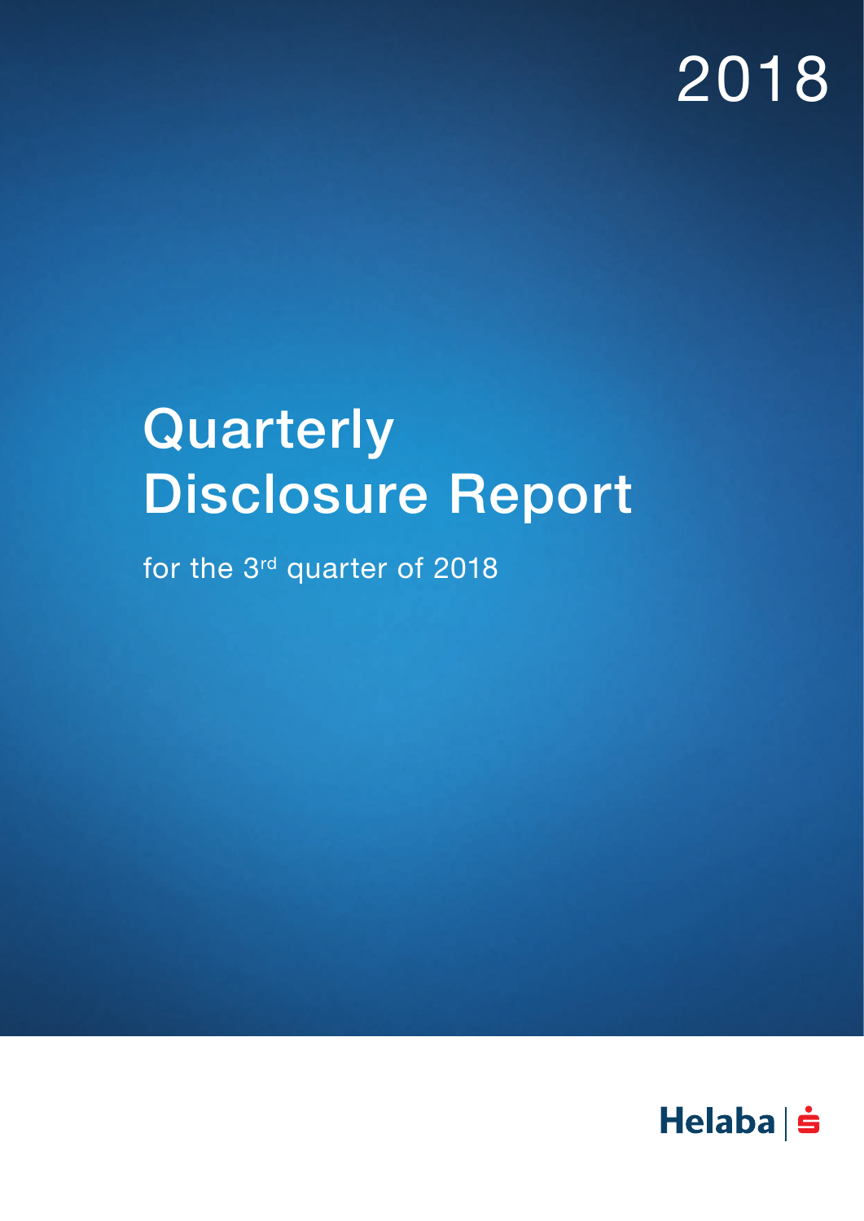2018

# Quarterly Disclosure Report

for the 3rd quarter of 2018

Helaba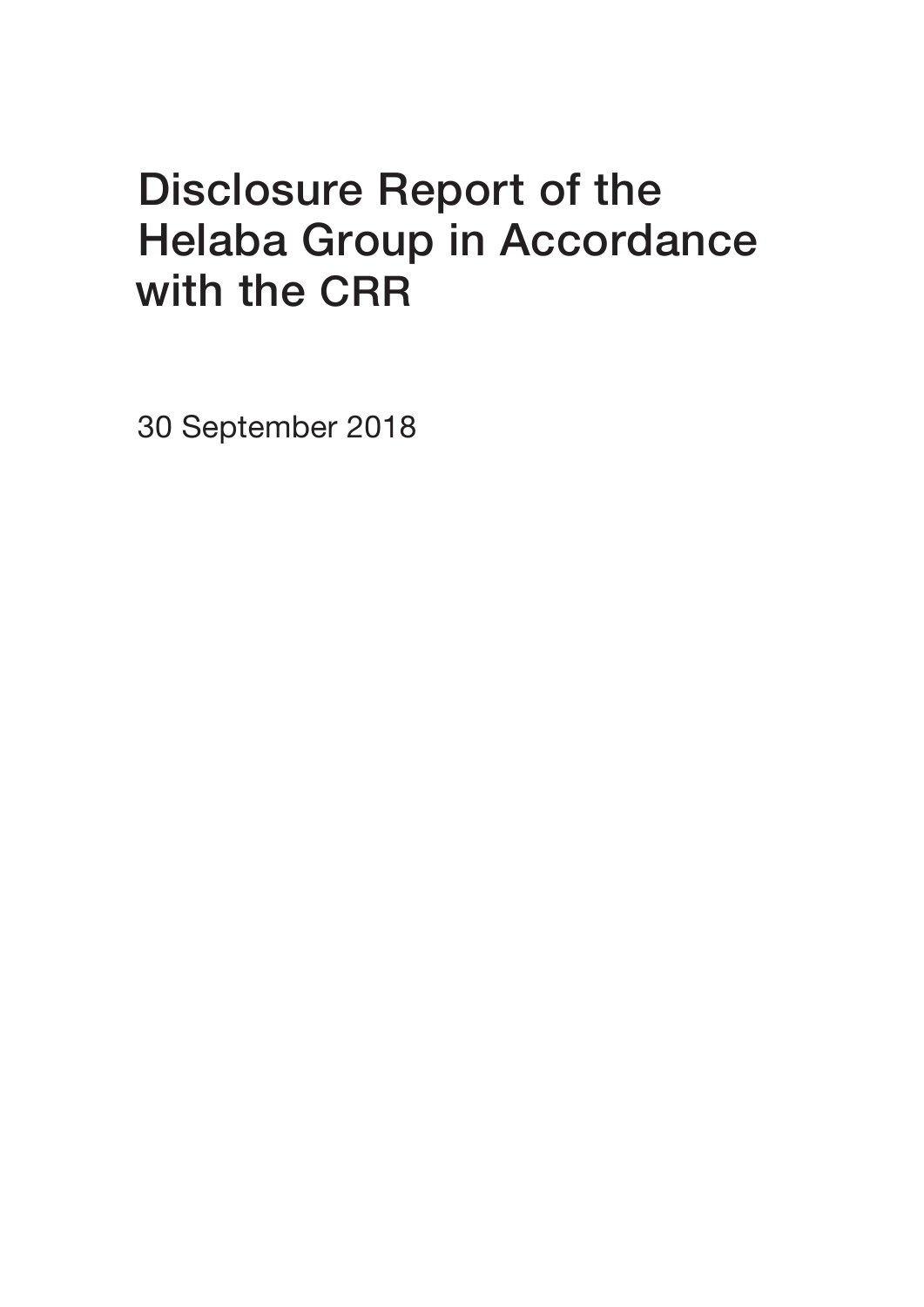# Disclosure Report of the Helaba Group in Accordance with the CRR

30 September 2018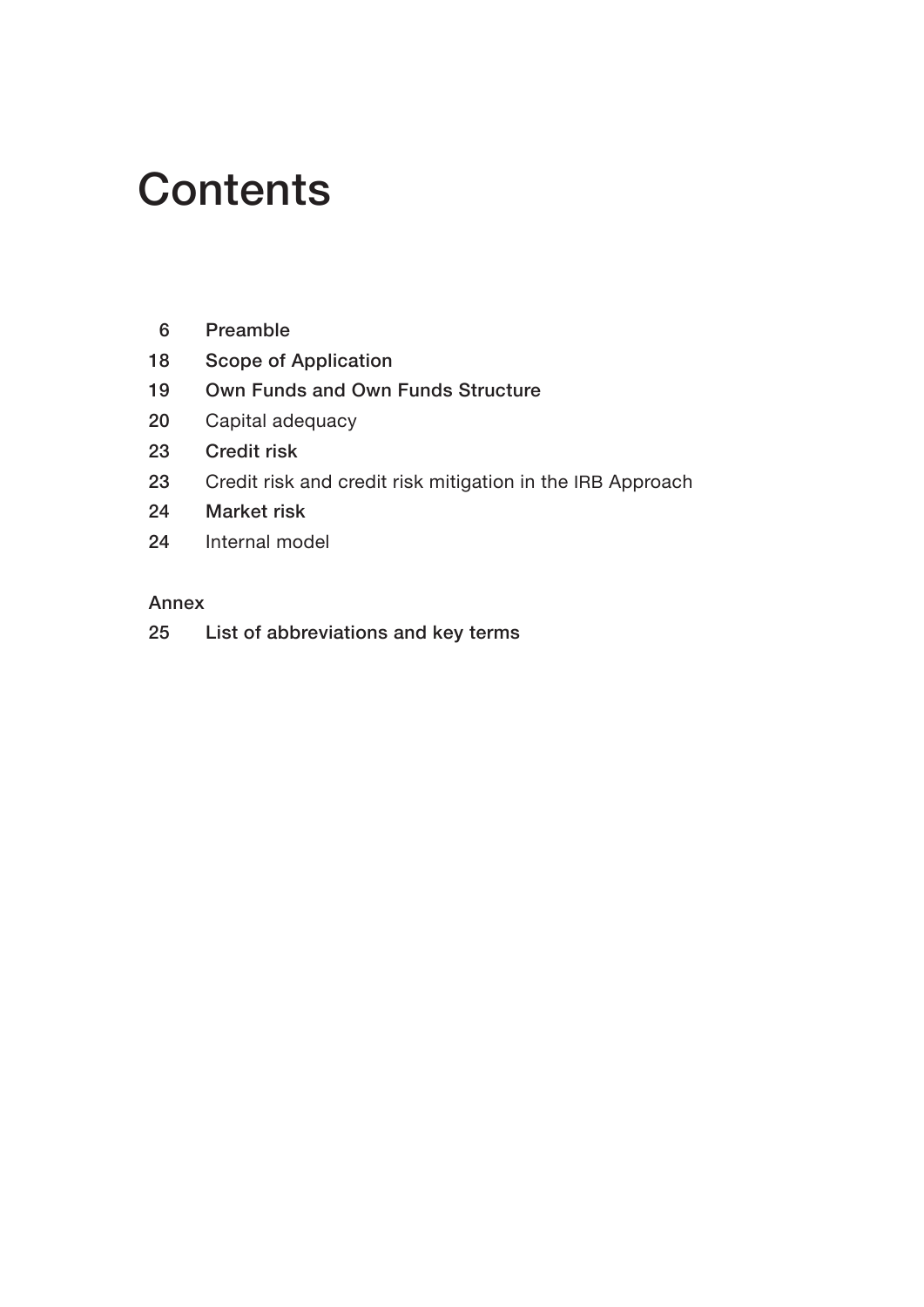# Contents

6 **Preamble**

18 **Scope of Application**

19 **Own Funds and Own Funds Structure**

20 Capital adequacy

23 **Credit risk**

23 Credit risk and credit risk mitigation in the IRB Approach

24 **Market risk**

24 Internal model

Annex

25 **List of abbreviations and key terms**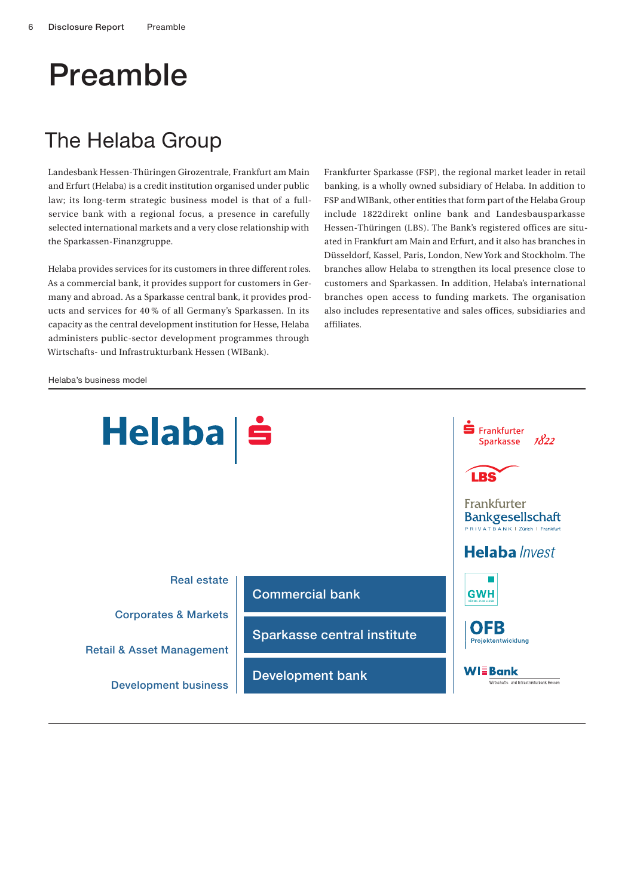# Preamble

## The Helaba Group

Landesbank Hessen-Thüringen Girozentrale, Frankfurt am Main and Erfurt (Helaba) is a credit institution organised under public law; its long-term strategic business model is that of a full-service bank with a regional focus, a presence in carefully selected international markets and a very close relationship with the Sparkassen-Finanzgruppe.

Helaba provides services for its customers in three different roles. As a commercial bank, it provides support for customers in Germany and abroad. As a Sparkasse central bank, it provides products and services for 40 % of all Germany's Sparkassen. In its capacity as the central development institution for Hesse, Helaba administers public-sector development programmes through Wirtschafts- und Infrastrukturbank Hessen (WIBank).

Frankfurter Sparkasse (FSP), the regional market leader in retail banking, is a wholly owned subsidiary of Helaba. In addition to FSP and WIBank, other entities that form part of the Helaba Group include 1822direkt online bank and Landesbausparkasse Hessen-Thüringen (LBS). The Bank's registered offices are situated in Frankfurt am Main and Erfurt, and it also has branches in Düsseldorf, Kassel, Paris, London, New York and Stockholm. The branches allow Helaba to strengthen its local presence close to customers and Sparkassen. In addition, Helaba's international branches open access to funding markets. The organisation also includes representative and sales offices, subsidiaries and affiliates.

Helaba's business model

Helaba

Real estate

Corporates & Markets

Retail & Asset Management

Development business

Commercial bank

Sparkasse central institute

Development bank

Frankfurter Sparkasse 1822

LBS

Frankfurter Bankgesellschaft PRIVATBANK | Zürich | Frankfurt

Helaba Invest

GWH

OFB Projektentwicklung

WIBank Wirtschafts- und Infrastrukturbank Hessen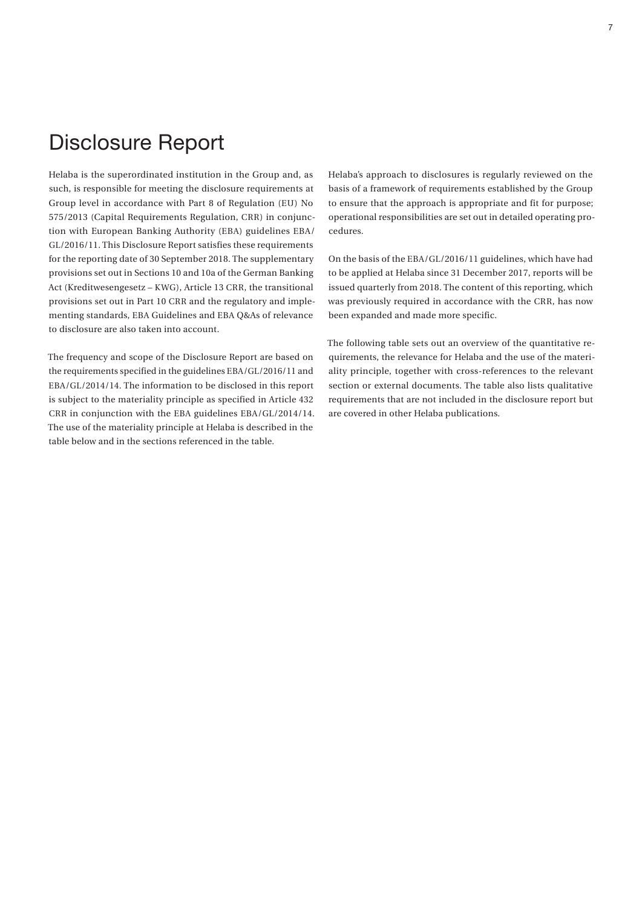# Disclosure Report

Helaba is the superordinated institution in the Group and, as such, is responsible for meeting the disclosure requirements at Group level in accordance with Part 8 of Regulation (EU) No 575/2013 (Capital Requirements Regulation, CRR) in conjunction with European Banking Authority (EBA) guidelines EBA/GL/2016/11. This Disclosure Report satisfies these requirements for the reporting date of 30 September 2018. The supplementary provisions set out in Sections 10 and 10a of the German Banking Act (Kreditwesengesetz – KWG), Article 13 CRR, the transitional provisions set out in Part 10 CRR and the regulatory and implementing standards, EBA Guidelines and EBA Q&As of relevance to disclosure are also taken into account.

The frequency and scope of the Disclosure Report are based on the requirements specified in the guidelines EBA/GL/2016/11 and EBA/GL/2014/14. The information to be disclosed in this report is subject to the materiality principle as specified in Article 432 CRR in conjunction with the EBA guidelines EBA/GL/2014/14. The use of the materiality principle at Helaba is described in the table below and in the sections referenced in the table.

Helaba's approach to disclosures is regularly reviewed on the basis of a framework of requirements established by the Group to ensure that the approach is appropriate and fit for purpose; operational responsibilities are set out in detailed operating procedures.

On the basis of the EBA/GL/2016/11 guidelines, which have had to be applied at Helaba since 31 December 2017, reports will be issued quarterly from 2018. The content of this reporting, which was previously required in accordance with the CRR, has now been expanded and made more specific.

The following table sets out an overview of the quantitative requirements, the relevance for Helaba and the use of the materiality principle, together with cross-references to the relevant section or external documents. The table also lists qualitative requirements that are not included in the disclosure report but are covered in other Helaba publications.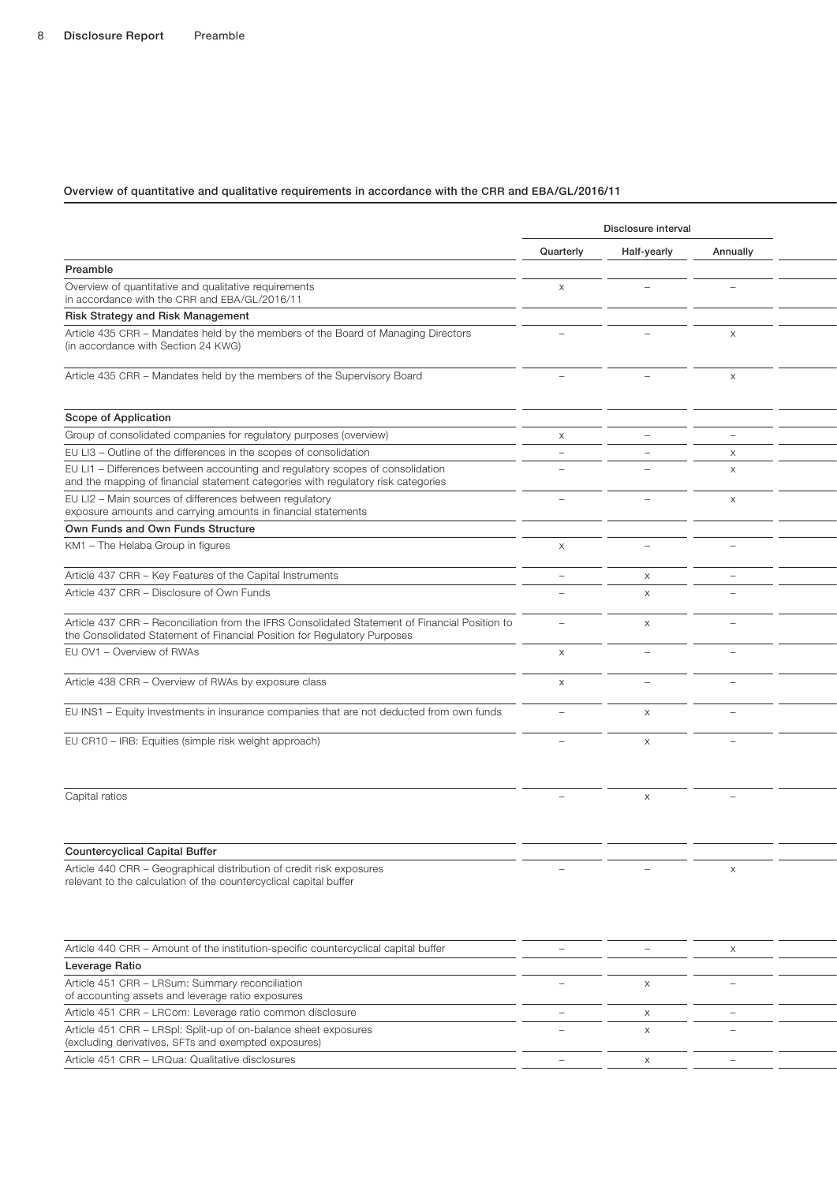### Overview of quantitative and qualitative requirements in accordance with the CRR and EBA/GL/2016/11

| | Disclosure interval | | | |
|---|---|---|---|---|
| | Quarterly | Half-yearly | Annually | |
| **Preamble** | | | | |
| Overview of quantitative and qualitative requirements in accordance with the CRR and EBA/GL/2016/11 | x | – | – | |
| **Risk Strategy and Risk Management** | | | | |
| Article 435 CRR – Mandates held by the members of the Board of Managing Directors (in accordance with Section 24 KWG) | – | – | x | |
| Article 435 CRR – Mandates held by the members of the Supervisory Board | – | – | x | |
| **Scope of Application** | | | | |
| Group of consolidated companies for regulatory purposes (overview) | x | – | – | |
| EU LI3 – Outline of the differences in the scopes of consolidation | – | – | x | |
| EU LI1 – Differences between accounting and regulatory scopes of consolidation and the mapping of financial statement categories with regulatory risk categories | – | – | x | |
| EU LI2 – Main sources of differences between regulatory exposure amounts and carrying amounts in financial statements | – | – | x | |
| **Own Funds and Own Funds Structure** | | | | |
| KM1 – The Helaba Group in figures | x | – | – | |
| Article 437 CRR – Key Features of the Capital Instruments | – | x | – | |
| Article 437 CRR – Disclosure of Own Funds | – | x | – | |
| Article 437 CRR – Reconciliation from the IFRS Consolidated Statement of Financial Position to the Consolidated Statement of Financial Position for Regulatory Purposes | – | x | – | |
| EU OV1 – Overview of RWAs | x | – | – | |
| Article 438 CRR – Overview of RWAs by exposure class | x | – | – | |
| EU INS1 – Equity investments in insurance companies that are not deducted from own funds | – | x | – | |
| EU CR10 – IRB: Equities (simple risk weight approach) | – | x | – | |
| Capital ratios | – | x | – | |
| **Countercyclical Capital Buffer** | | | | |
| Article 440 CRR – Geographical distribution of credit risk exposures relevant to the calculation of the countercyclical capital buffer | – | – | x | |
| Article 440 CRR – Amount of the institution-specific countercyclical capital buffer | – | – | x | |
| **Leverage Ratio** | | | | |
| Article 451 CRR – LRSum: Summary reconciliation of accounting assets and leverage ratio exposures | – | x | – | |
| Article 451 CRR – LRCom: Leverage ratio common disclosure | – | x | – | |
| Article 451 CRR – LRSpl: Split-up of on-balance sheet exposures (excluding derivatives, SFTs and exempted exposures) | – | x | – | |
| Article 451 CRR – LRQua: Qualitative disclosures | – | x | – | |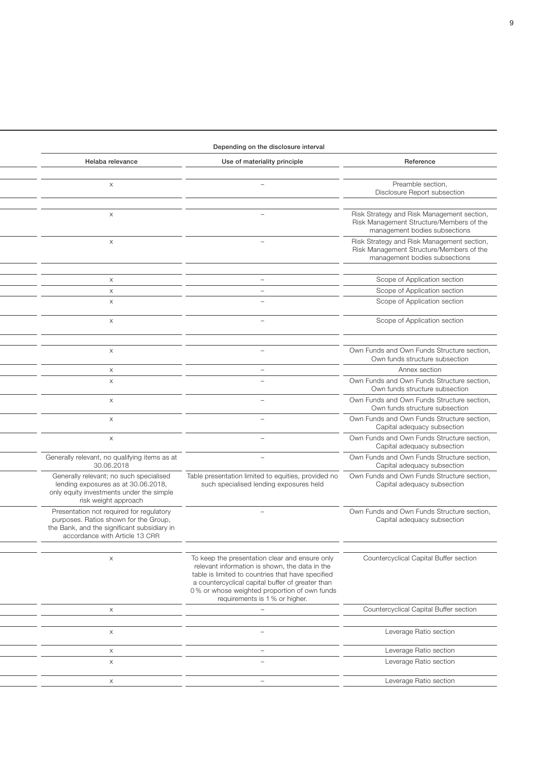| Depending on the disclosure interval | | |
|---|---|---|
| Helaba relevance | Use of materiality principle | Reference |
| | | |
| x | – | Preamble section, Disclosure Report subsection |
| | | |
| x | – | Risk Strategy and Risk Management section, Risk Management Structure/Members of the management bodies subsections |
| x | – | Risk Strategy and Risk Management section, Risk Management Structure/Members of the management bodies subsections |
| | | |
| x | – | Scope of Application section |
| x | – | Scope of Application section |
| x | – | Scope of Application section |
| x | – | Scope of Application section |
| | | |
| x | – | Own Funds and Own Funds Structure section, Own funds structure subsection |
| x | – | Annex section |
| x | – | Own Funds and Own Funds Structure section, Own funds structure subsection |
| x | – | Own Funds and Own Funds Structure section, Own funds structure subsection |
| x | – | Own Funds and Own Funds Structure section, Capital adequacy subsection |
| x | – | Own Funds and Own Funds Structure section, Capital adequacy subsection |
| Generally relevant, no qualifying items as at 30.06.2018 | – | Own Funds and Own Funds Structure section, Capital adequacy subsection |
| Generally relevant; no such specialised lending exposures as at 30.06.2018, only equity investments under the simple risk weight approach | Table presentation limited to equities, provided no such specialised lending exposures held | Own Funds and Own Funds Structure section, Capital adequacy subsection |
| Presentation not required for regulatory purposes. Ratios shown for the Group, the Bank, and the significant subsidiary in accordance with Article 13 CRR | – | Own Funds and Own Funds Structure section, Capital adequacy subsection |
| | | |
| x | To keep the presentation clear and ensure only relevant information is shown, the data in the table is limited to countries that have specified a countercyclical capital buffer of greater than 0 % or whose weighted proportion of own funds requirements is 1 % or higher. | Countercyclical Capital Buffer section |
| x | – | Countercyclical Capital Buffer section |
| | | |
| x | – | Leverage Ratio section |
| x | – | Leverage Ratio section |
| x | – | Leverage Ratio section |
| x | – | Leverage Ratio section |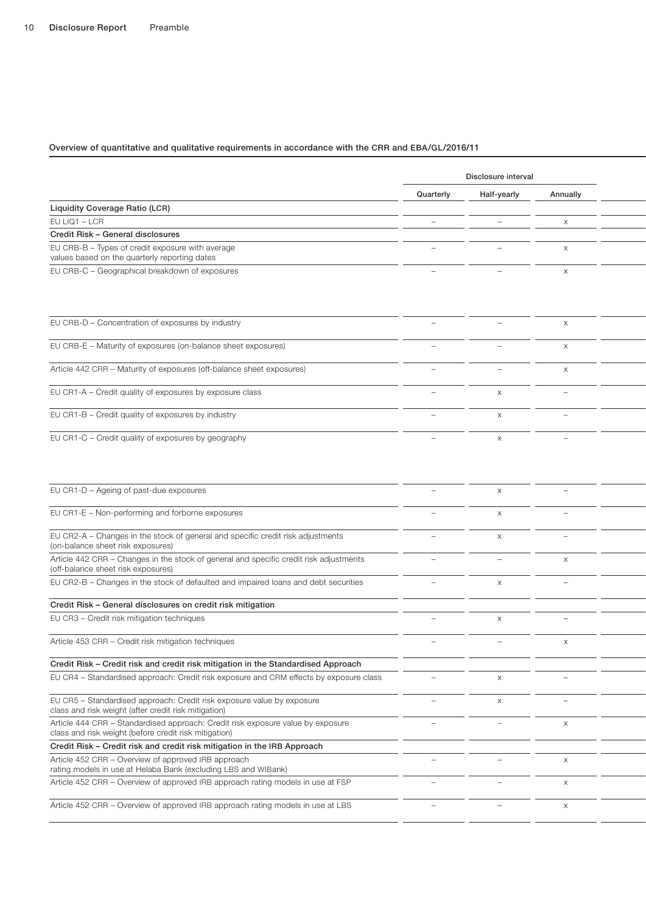**Overview of quantitative and qualitative requirements in accordance with the CRR and EBA/GL/2016/11**

| | Disclosure interval | | | |
|---|---|---|---|---|
| | Quarterly | Half-yearly | Annually | |
| **Liquidity Coverage Ratio (LCR)** | | | | |
| EU LIQ1 – LCR | – | – | x | |
| **Credit Risk – General disclosures** | | | | |
| EU CRB-B – Types of credit exposure with average values based on the quarterly reporting dates | – | – | x | |
| EU CRB-C – Geographical breakdown of exposures | – | – | x | |
| EU CRB-D – Concentration of exposures by industry | – | – | x | |
| EU CRB-E – Maturity of exposures (on-balance sheet exposures) | – | – | x | |
| Article 442 CRR – Maturity of exposures (off-balance sheet exposures) | – | – | x | |
| EU CR1-A – Credit quality of exposures by exposure class | – | x | – | |
| EU CR1-B – Credit quality of exposures by industry | – | x | – | |
| EU CR1-C – Credit quality of exposures by geography | – | x | – | |
| EU CR1-D – Ageing of past-due exposures | – | x | – | |
| EU CR1-E – Non-performing and forborne exposures | – | x | – | |
| EU CR2-A – Changes in the stock of general and specific credit risk adjustments (on-balance sheet risk exposures) | – | x | – | |
| Article 442 CRR – Changes in the stock of general and specific credit risk adjustments (off-balance sheet risk exposures) | – | – | x | |
| EU CR2-B – Changes in the stock of defaulted and impaired loans and debt securities | – | x | – | |
| **Credit Risk – General disclosures on credit risk mitigation** | | | | |
| EU CR3 – Credit risk mitigation techniques | – | x | – | |
| Article 453 CRR – Credit risk mitigation techniques | – | – | x | |
| **Credit Risk – Credit risk and credit risk mitigation in the Standardised Approach** | | | | |
| EU CR4 – Standardised approach: Credit risk exposure and CRM effects by exposure class | – | x | – | |
| EU CR5 – Standardised approach: Credit risk exposure value by exposure class and risk weight (after credit risk mitigation) | – | x | – | |
| Article 444 CRR – Standardised approach: Credit risk exposure value by exposure class and risk weight (before credit risk mitigation) | – | – | x | |
| **Credit Risk – Credit risk and credit risk mitigation in the IRB Approach** | | | | |
| Article 452 CRR – Overview of approved IRB approach rating models in use at Helaba Bank (excluding LBS and WIBank) | – | – | x | |
| Article 452 CRR – Overview of approved IRB approach rating models in use at FSP | – | – | x | |
| Article 452 CRR – Overview of approved IRB approach rating models in use at LBS | – | – | x | |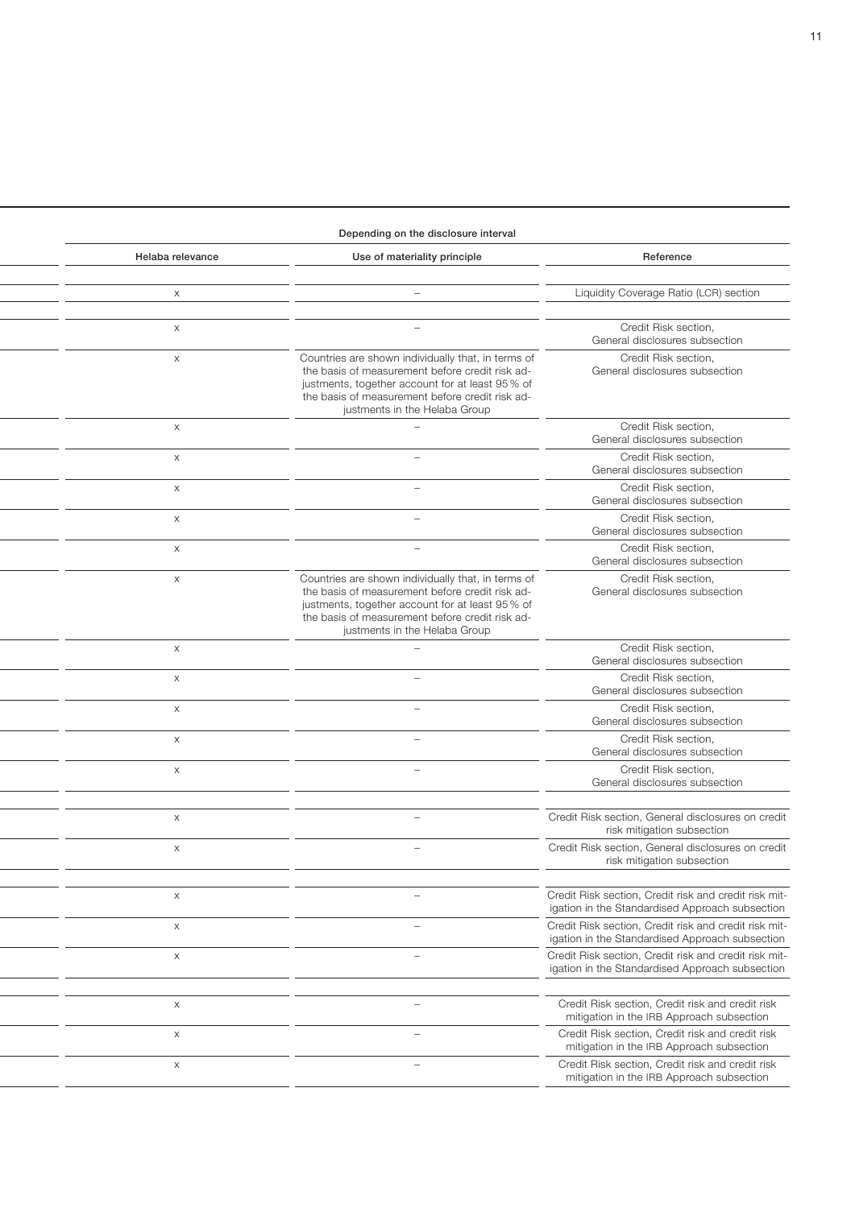| | Depending on the disclosure interval | | |
|---|---|---|---|
| | Helaba relevance | Use of materiality principle | Reference |
| | | | |
| | x | – | Liquidity Coverage Ratio (LCR) section |
| | | | |
| | x | – | Credit Risk section, General disclosures subsection |
| | x | Countries are shown individually that, in terms of the basis of measurement before credit risk adjustments, together account for at least 95 % of the basis of measurement before credit risk adjustments in the Helaba Group | Credit Risk section, General disclosures subsection |
| | x | – | Credit Risk section, General disclosures subsection |
| | x | – | Credit Risk section, General disclosures subsection |
| | x | – | Credit Risk section, General disclosures subsection |
| | x | – | Credit Risk section, General disclosures subsection |
| | x | – | Credit Risk section, General disclosures subsection |
| | x | Countries are shown individually that, in terms of the basis of measurement before credit risk adjustments, together account for at least 95 % of the basis of measurement before credit risk adjustments in the Helaba Group | Credit Risk section, General disclosures subsection |
| | x | – | Credit Risk section, General disclosures subsection |
| | x | – | Credit Risk section, General disclosures subsection |
| | x | – | Credit Risk section, General disclosures subsection |
| | x | – | Credit Risk section, General disclosures subsection |
| | x | – | Credit Risk section, General disclosures subsection |
| | | | |
| | x | – | Credit Risk section, General disclosures on credit risk mitigation subsection |
| | x | – | Credit Risk section, General disclosures on credit risk mitigation subsection |
| | | | |
| | x | – | Credit Risk section, Credit risk and credit risk mitigation in the Standardised Approach subsection |
| | x | – | Credit Risk section, Credit risk and credit risk mitigation in the Standardised Approach subsection |
| | x | – | Credit Risk section, Credit risk and credit risk mitigation in the Standardised Approach subsection |
| | | | |
| | x | – | Credit Risk section, Credit risk and credit risk mitigation in the IRB Approach subsection |
| | x | – | Credit Risk section, Credit risk and credit risk mitigation in the IRB Approach subsection |
| | x | – | Credit Risk section, Credit risk and credit risk mitigation in the IRB Approach subsection |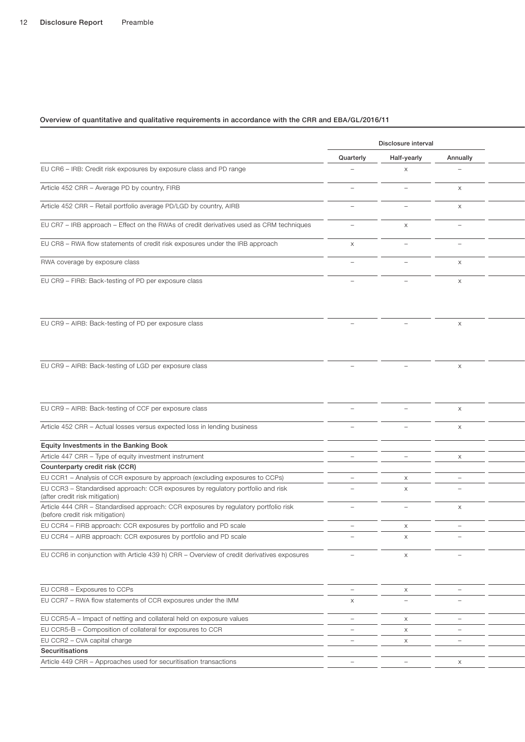### Overview of quantitative and qualitative requirements in accordance with the CRR and EBA/GL/2016/11

| | Disclosure interval | | |
|---|---|---|---|
| | Quarterly | Half-yearly | Annually |
| EU CR6 – IRB: Credit risk exposures by exposure class and PD range | – | x | – |
| Article 452 CRR – Average PD by country, FIRB | – | – | x |
| Article 452 CRR – Retail portfolio average PD/LGD by country, AIRB | – | – | x |
| EU CR7 – IRB approach – Effect on the RWAs of credit derivatives used as CRM techniques | – | x | – |
| EU CR8 – RWA flow statements of credit risk exposures under the IRB approach | x | – | – |
| RWA coverage by exposure class | – | – | x |
| EU CR9 – FIRB: Back-testing of PD per exposure class | – | – | x |
| EU CR9 – AIRB: Back-testing of PD per exposure class | – | – | x |
| EU CR9 – AIRB: Back-testing of LGD per exposure class | – | – | x |
| EU CR9 – AIRB: Back-testing of CCF per exposure class | – | – | x |
| Article 452 CRR – Actual losses versus expected loss in lending business | – | – | x |
| **Equity Investments in the Banking Book** | | | |
| Article 447 CRR – Type of equity investment instrument | – | – | x |
| **Counterparty credit risk (CCR)** | | | |
| EU CCR1 – Analysis of CCR exposure by approach (excluding exposures to CCPs) | – | x | – |
| EU CCR3 – Standardised approach: CCR exposures by regulatory portfolio and risk (after credit risk mitigation) | – | x | – |
| Article 444 CRR – Standardised approach: CCR exposures by regulatory portfolio risk (before credit risk mitigation) | – | – | x |
| EU CCR4 – FIRB approach: CCR exposures by portfolio and PD scale | – | x | – |
| EU CCR4 – AIRB approach: CCR exposures by portfolio and PD scale | – | x | – |
| EU CCR6 in conjunction with Article 439 h) CRR – Overview of credit derivatives exposures | – | x | – |
| EU CCR8 – Exposures to CCPs | – | x | – |
| EU CCR7 – RWA flow statements of CCR exposures under the IMM | x | – | – |
| EU CCR5-A – Impact of netting and collateral held on exposure values | – | x | – |
| EU CCR5-B – Composition of collateral for exposures to CCR | – | x | – |
| EU CCR2 – CVA capital charge | – | x | – |
| **Securitisations** | | | |
| Article 449 CRR – Approaches used for securitisation transactions | – | – | x |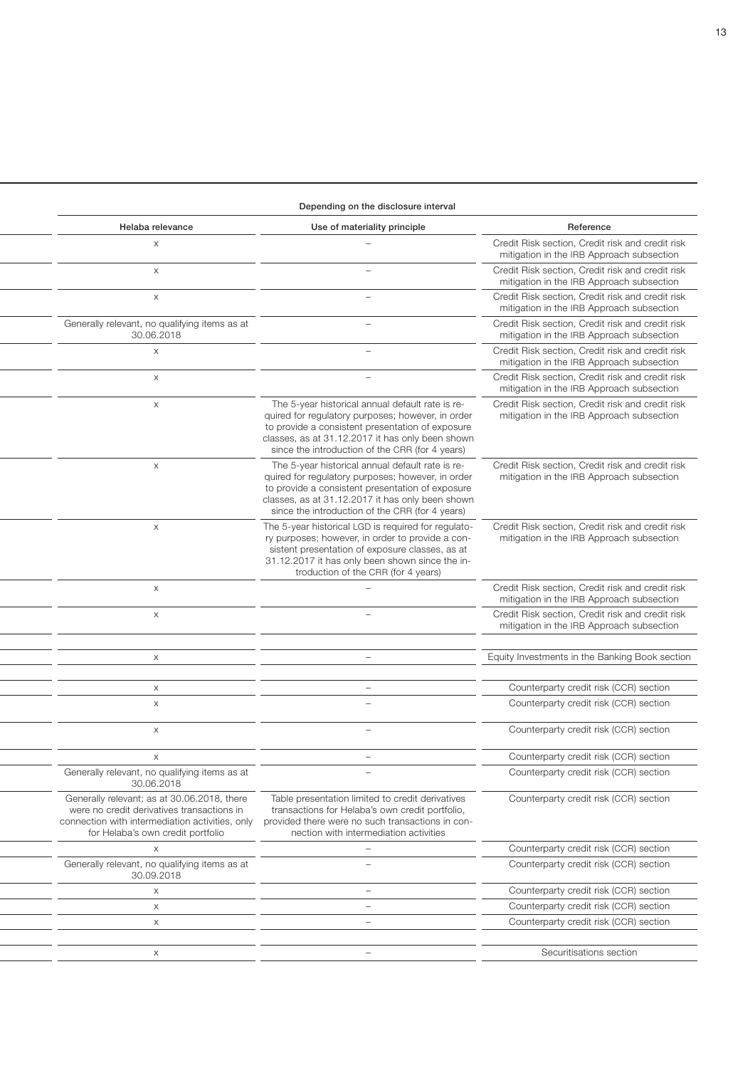| Depending on the disclosure interval | | |
|---|---|---|
| Helaba relevance | Use of materiality principle | Reference |
| x | – | Credit Risk section, Credit risk and credit risk mitigation in the IRB Approach subsection |
| x | – | Credit Risk section, Credit risk and credit risk mitigation in the IRB Approach subsection |
| x | – | Credit Risk section, Credit risk and credit risk mitigation in the IRB Approach subsection |
| Generally relevant, no qualifying items as at 30.06.2018 | – | Credit Risk section, Credit risk and credit risk mitigation in the IRB Approach subsection |
| x | – | Credit Risk section, Credit risk and credit risk mitigation in the IRB Approach subsection |
| x | – | Credit Risk section, Credit risk and credit risk mitigation in the IRB Approach subsection |
| x | The 5-year historical annual default rate is required for regulatory purposes; however, in order to provide a consistent presentation of exposure classes, as at 31.12.2017 it has only been shown since the introduction of the CRR (for 4 years) | Credit Risk section, Credit risk and credit risk mitigation in the IRB Approach subsection |
| x | The 5-year historical annual default rate is required for regulatory purposes; however, in order to provide a consistent presentation of exposure classes, as at 31.12.2017 it has only been shown since the introduction of the CRR (for 4 years) | Credit Risk section, Credit risk and credit risk mitigation in the IRB Approach subsection |
| x | The 5-year historical LGD is required for regulatory purposes; however, in order to provide a consistent presentation of exposure classes, as at 31.12.2017 it has only been shown since the introduction of the CRR (for 4 years) | Credit Risk section, Credit risk and credit risk mitigation in the IRB Approach subsection |
| x | – | Credit Risk section, Credit risk and credit risk mitigation in the IRB Approach subsection |
| x | – | Credit Risk section, Credit risk and credit risk mitigation in the IRB Approach subsection |
| | | |
| x | – | Equity Investments in the Banking Book section |
| | | |
| x | – | Counterparty credit risk (CCR) section |
| x | – | Counterparty credit risk (CCR) section |
| x | – | Counterparty credit risk (CCR) section |
| x | – | Counterparty credit risk (CCR) section |
| Generally relevant, no qualifying items as at 30.06.2018 | – | Counterparty credit risk (CCR) section |
| Generally relevant; as at 30.06.2018, there were no credit derivatives transactions in connection with intermediation activities, only for Helaba's own credit portfolio | Table presentation limited to credit derivatives transactions for Helaba's own credit portfolio, provided there were no such transactions in connection with intermediation activities | Counterparty credit risk (CCR) section |
| x | – | Counterparty credit risk (CCR) section |
| Generally relevant, no qualifying items as at 30.09.2018 | – | Counterparty credit risk (CCR) section |
| x | – | Counterparty credit risk (CCR) section |
| x | – | Counterparty credit risk (CCR) section |
| x | – | Counterparty credit risk (CCR) section |
| | | |
| x | – | Securitisations section |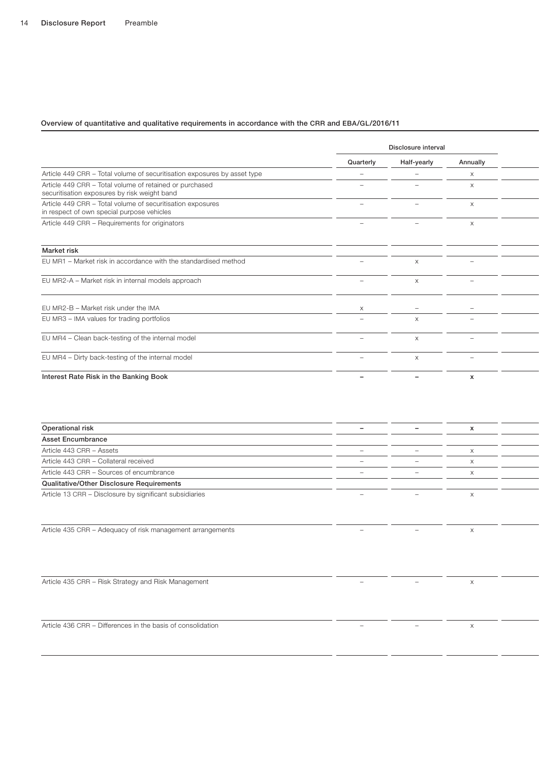**Overview of quantitative and qualitative requirements in accordance with the CRR and EBA/GL/2016/11**

| | Disclosure interval | | | |
|---|---|---|---|---|
| | Quarterly | Half-yearly | Annually | |
| Article 449 CRR – Total volume of securitisation exposures by asset type | – | – | x | |
| Article 449 CRR – Total volume of retained or purchased securitisation exposures by risk weight band | – | – | x | |
| Article 449 CRR – Total volume of securitisation exposures in respect of own special purpose vehicles | – | – | x | |
| Article 449 CRR – Requirements for originators | – | – | x | |
| **Market risk** | | | | |
| EU MR1 – Market risk in accordance with the standardised method | – | x | – | |
| EU MR2-A – Market risk in internal models approach | – | x | – | |
| EU MR2-B – Market risk under the IMA | x | – | – | |
| EU MR3 – IMA values for trading portfolios | – | x | – | |
| EU MR4 – Clean back-testing of the internal model | – | x | – | |
| EU MR4 – Dirty back-testing of the internal model | – | x | – | |
| **Interest Rate Risk in the Banking Book** | **–** | **–** | **x** | |
| **Operational risk** | **–** | **–** | **x** | |
| **Asset Encumbrance** | | | | |
| Article 443 CRR – Assets | – | – | x | |
| Article 443 CRR – Collateral received | – | – | x | |
| Article 443 CRR – Sources of encumbrance | – | – | x | |
| **Qualitative/Other Disclosure Requirements** | | | | |
| Article 13 CRR – Disclosure by significant subsidiaries | – | – | x | |
| Article 435 CRR – Adequacy of risk management arrangements | – | – | x | |
| Article 435 CRR – Risk Strategy and Risk Management | – | – | x | |
| Article 436 CRR – Differences in the basis of consolidation | – | – | x | |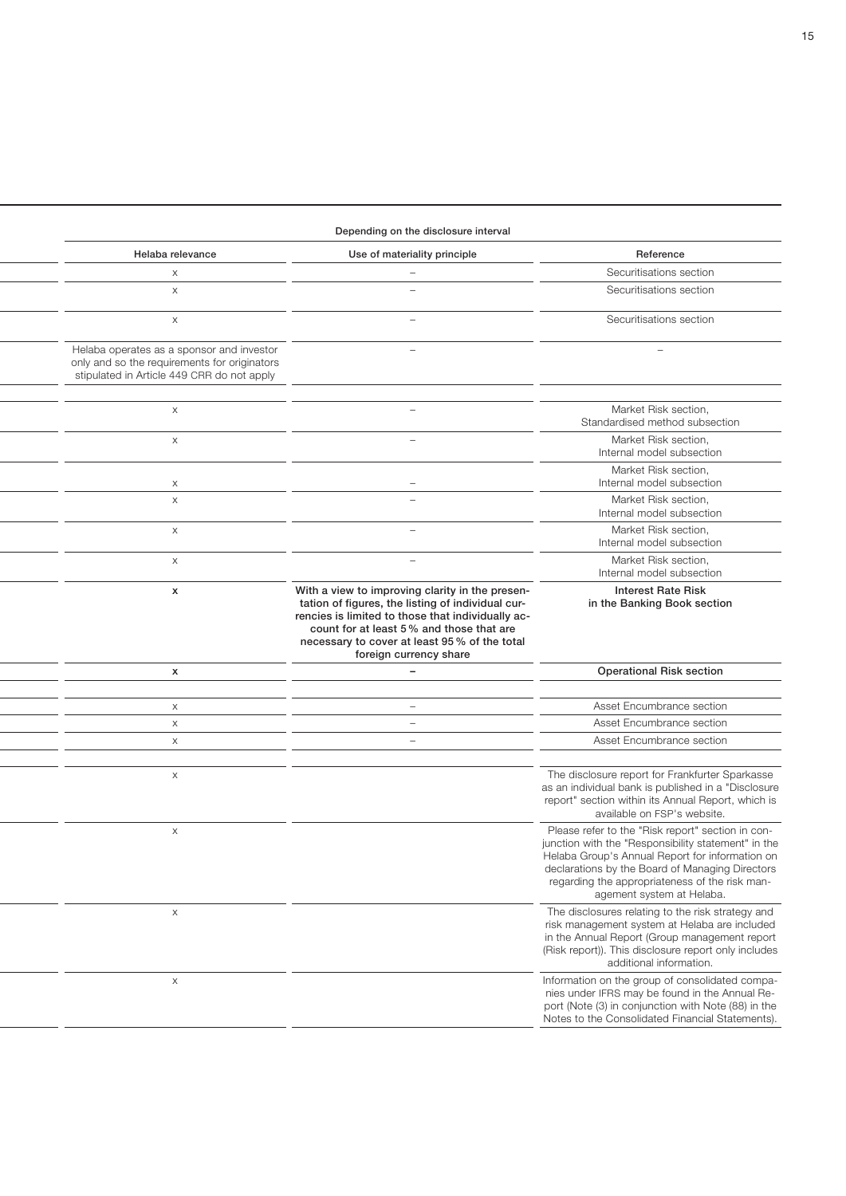| Depending on the disclosure interval | | |
|---|---|---|
| Helaba relevance | Use of materiality principle | Reference |
| x | – | Securitisations section |
| x | – | Securitisations section |
| x | – | Securitisations section |
| Helaba operates as a sponsor and investor only and so the requirements for originators stipulated in Article 449 CRR do not apply | – | – |
| | | |
| x | – | Market Risk section, Standardised method subsection |
| x | – | Market Risk section, Internal model subsection |
| x | – | Market Risk section, Internal model subsection |
| x | – | Market Risk section, Internal model subsection |
| x | – | Market Risk section, Internal model subsection |
| x | – | Market Risk section, Internal model subsection |
| **x** | **With a view to improving clarity in the presentation of figures, the listing of individual currencies is limited to those that individually account for at least 5 % and those that are necessary to cover at least 95 % of the total foreign currency share** | **Interest Rate Risk in the Banking Book section** |
| **x** | **–** | **Operational Risk section** |
| | | |
| x | – | Asset Encumbrance section |
| x | – | Asset Encumbrance section |
| x | – | Asset Encumbrance section |
| | | |
| x | | The disclosure report for Frankfurter Sparkasse as an individual bank is published in a "Disclosure report" section within its Annual Report, which is available on FSP's website. |
| x | | Please refer to the "Risk report" section in conjunction with the "Responsibility statement" in the Helaba Group's Annual Report for information on declarations by the Board of Managing Directors regarding the appropriateness of the risk management system at Helaba. |
| x | | The disclosures relating to the risk strategy and risk management system at Helaba are included in the Annual Report (Group management report (Risk report)). This disclosure report only includes additional information. |
| x | | Information on the group of consolidated companies under IFRS may be found in the Annual Report (Note (3) in conjunction with Note (88) in the Notes to the Consolidated Financial Statements). |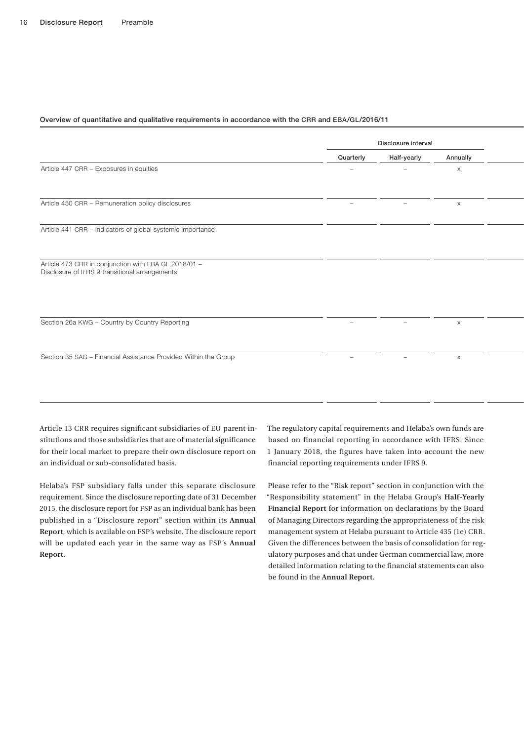Overview of quantitative and qualitative requirements in accordance with the CRR and EBA/GL/2016/11

| | Disclosure interval | | | |
|---|---|---|---|---|
| | Quarterly | Half-yearly | Annually | |
| Article 447 CRR – Exposures in equities | – | – | x | |
| Article 450 CRR – Remuneration policy disclosures | – | – | x | |
| Article 441 CRR – Indicators of global systemic importance | | | | |
| Article 473 CRR in conjunction with EBA GL 2018/01 – Disclosure of IFRS 9 transitional arrangements | | | | |
| Section 26a KWG – Country by Country Reporting | – | – | x | |
| Section 35 SAG – Financial Assistance Provided Within the Group | – | – | x | |

Article 13 CRR requires significant subsidiaries of EU parent institutions and those subsidiaries that are of material significance for their local market to prepare their own disclosure report on an individual or sub-consolidated basis.

Helaba's FSP subsidiary falls under this separate disclosure requirement. Since the disclosure reporting date of 31 December 2015, the disclosure report for FSP as an individual bank has been published in a "Disclosure report" section within its **Annual Report**, which is available on FSP's website. The disclosure report will be updated each year in the same way as FSP's **Annual Report**.

The regulatory capital requirements and Helaba's own funds are based on financial reporting in accordance with IFRS. Since 1 January 2018, the figures have taken into account the new financial reporting requirements under IFRS 9.

Please refer to the "Risk report" section in conjunction with the "Responsibility statement" in the Helaba Group's **Half-Yearly Financial Report** for information on declarations by the Board of Managing Directors regarding the appropriateness of the risk management system at Helaba pursuant to Article 435 (1e) CRR. Given the differences between the basis of consolidation for regulatory purposes and that under German commercial law, more detailed information relating to the financial statements can also be found in the **Annual Report**.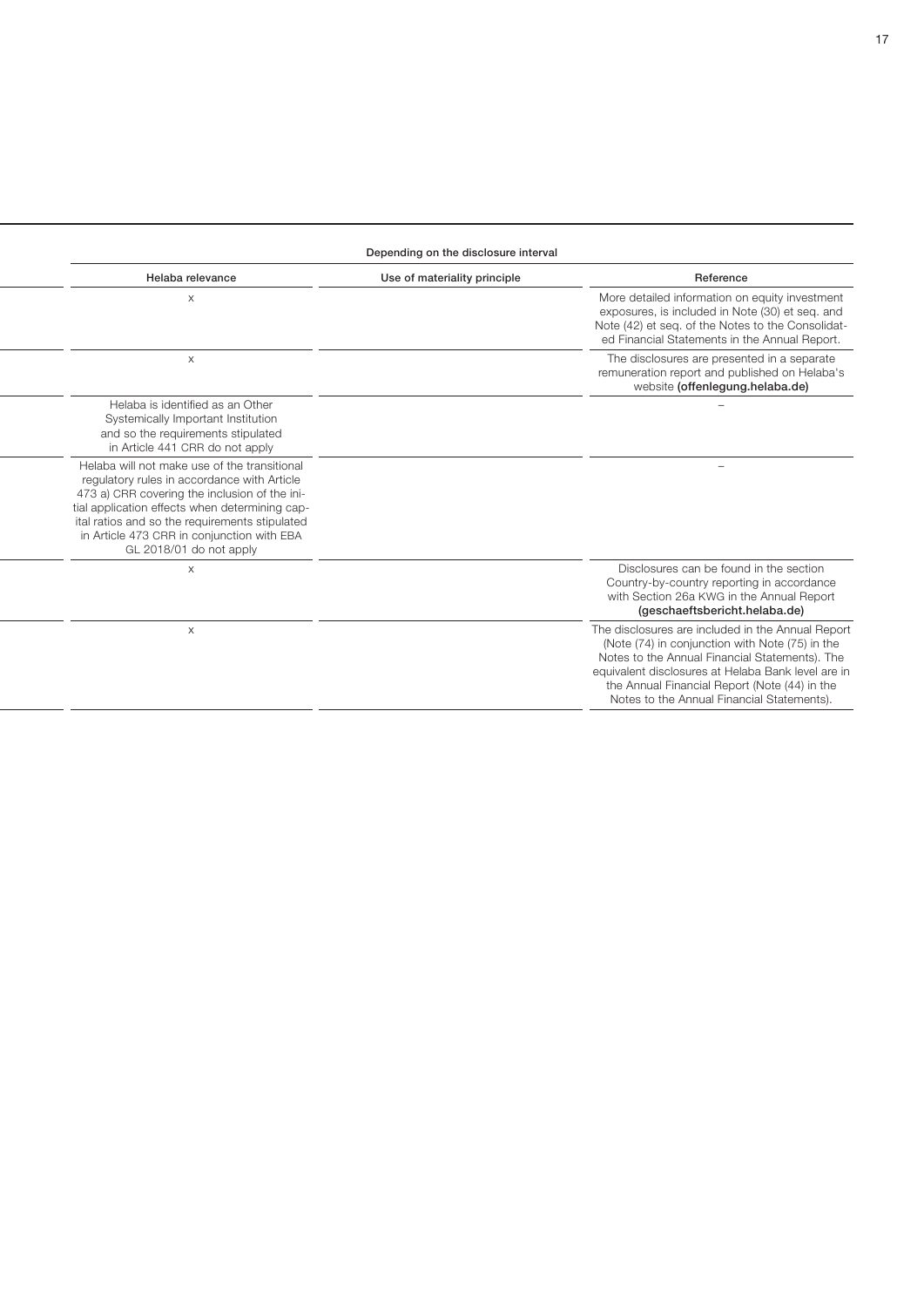| Depending on the disclosure interval | | |
|---|---|---|
| Helaba relevance | Use of materiality principle | Reference |
| x | | More detailed information on equity investment exposures, is included in Note (30) et seq. and Note (42) et seq. of the Notes to the Consolidated Financial Statements in the Annual Report. |
| x | | The disclosures are presented in a separate remuneration report and published on Helaba's website **(offenlegung.helaba.de)** |
| Helaba is identified as an Other Systemically Important Institution and so the requirements stipulated in Article 441 CRR do not apply | | – |
| Helaba will not make use of the transitional regulatory rules in accordance with Article 473 a) CRR covering the inclusion of the initial application effects when determining capital ratios and so the requirements stipulated in Article 473 CRR in conjunction with EBA GL 2018/01 do not apply | | – |
| x | | Disclosures can be found in the section Country-by-country reporting in accordance with Section 26a KWG in the Annual Report **(geschaeftsbericht.helaba.de)** |
| x | | The disclosures are included in the Annual Report (Note (74) in conjunction with Note (75) in the Notes to the Annual Financial Statements). The equivalent disclosures at Helaba Bank level are in the Annual Financial Report (Note (44) in the Notes to the Annual Financial Statements). |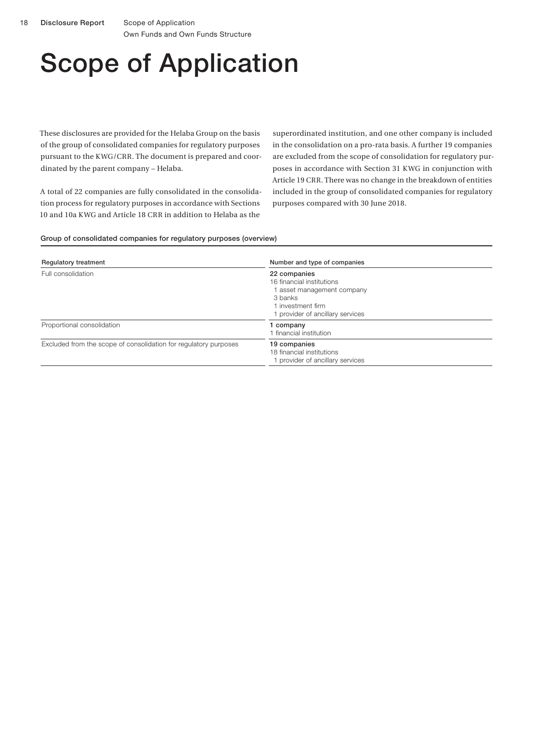# Scope of Application

These disclosures are provided for the Helaba Group on the basis of the group of consolidated companies for regulatory purposes pursuant to the KWG/CRR. The document is prepared and coordinated by the parent company – Helaba.

A total of 22 companies are fully consolidated in the consolidation process for regulatory purposes in accordance with Sections 10 and 10a KWG and Article 18 CRR in addition to Helaba as the superordinated institution, and one other company is included in the consolidation on a pro-rata basis. A further 19 companies are excluded from the scope of consolidation for regulatory purposes in accordance with Section 31 KWG in conjunction with Article 19 CRR. There was no change in the breakdown of entities included in the group of consolidated companies for regulatory purposes compared with 30 June 2018.

**Group of consolidated companies for regulatory purposes (overview)**

| Regulatory treatment | Number and type of companies |
| --- | --- |
| Full consolidation | **22 companies**<br>16 financial institutions<br>1 asset management company<br>3 banks<br>1 investment firm<br>1 provider of ancillary services |
| Proportional consolidation | **1 company**<br>1 financial institution |
| Excluded from the scope of consolidation for regulatory purposes | **19 companies**<br>18 financial institutions<br>1 provider of ancillary services |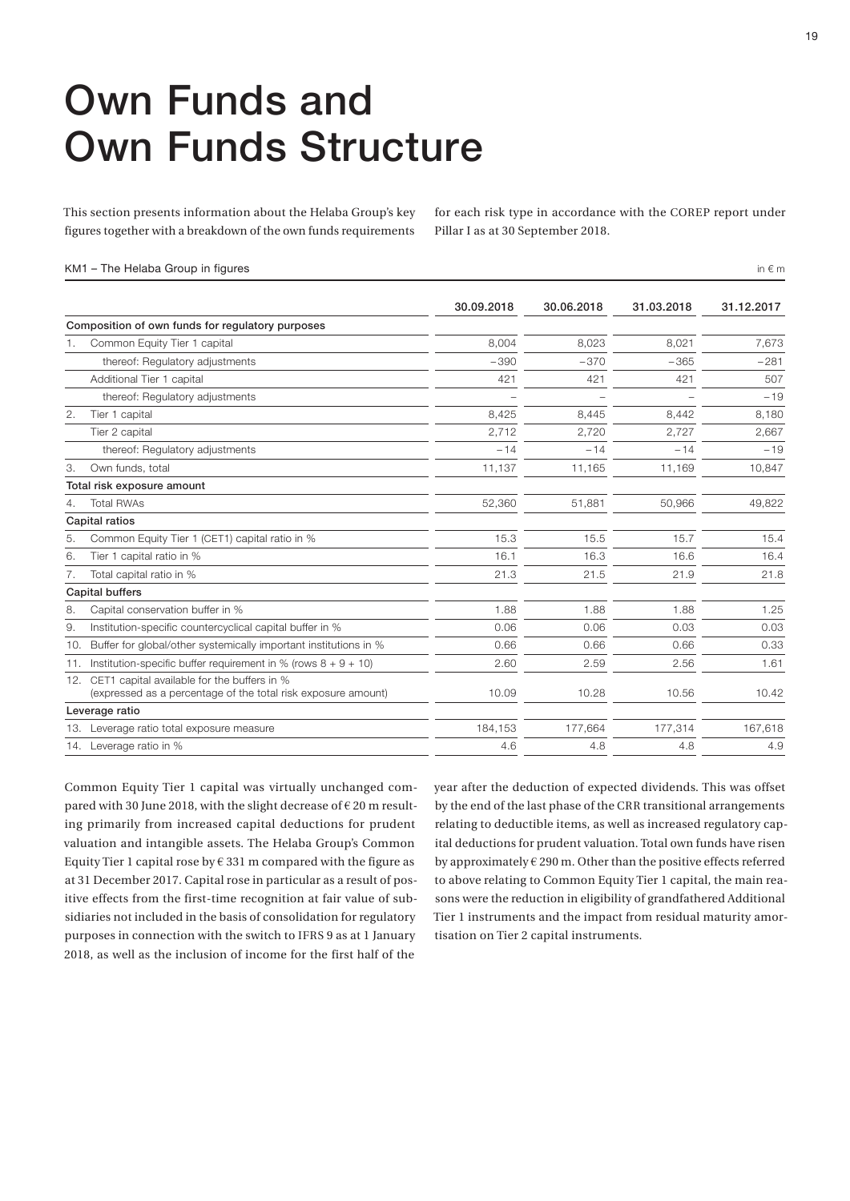# Own Funds and Own Funds Structure

This section presents information about the Helaba Group's key figures together with a breakdown of the own funds requirements for each risk type in accordance with the COREP report under Pillar I as at 30 September 2018.

KM1 – The Helaba Group in figures

in € m

| | 30.09.2018 | 30.06.2018 | 31.03.2018 | 31.12.2017 |
|---|---|---|---|---|
| **Composition of own funds for regulatory purposes** | | | | |
| 1. Common Equity Tier 1 capital | 8,004 | 8,023 | 8,021 | 7,673 |
| thereof: Regulatory adjustments | −390 | −370 | −365 | −281 |
| Additional Tier 1 capital | 421 | 421 | 421 | 507 |
| thereof: Regulatory adjustments | – | – | – | −19 |
| 2. Tier 1 capital | 8,425 | 8,445 | 8,442 | 8,180 |
| Tier 2 capital | 2,712 | 2,720 | 2,727 | 2,667 |
| thereof: Regulatory adjustments | −14 | −14 | −14 | −19 |
| 3. Own funds, total | 11,137 | 11,165 | 11,169 | 10,847 |
| **Total risk exposure amount** | | | | |
| 4. Total RWAs | 52,360 | 51,881 | 50,966 | 49,822 |
| **Capital ratios** | | | | |
| 5. Common Equity Tier 1 (CET1) capital ratio in % | 15.3 | 15.5 | 15.7 | 15.4 |
| 6. Tier 1 capital ratio in % | 16.1 | 16.3 | 16.6 | 16.4 |
| 7. Total capital ratio in % | 21.3 | 21.5 | 21.9 | 21.8 |
| **Capital buffers** | | | | |
| 8. Capital conservation buffer in % | 1.88 | 1.88 | 1.88 | 1.25 |
| 9. Institution-specific countercyclical capital buffer in % | 0.06 | 0.06 | 0.03 | 0.03 |
| 10. Buffer for global/other systemically important institutions in % | 0.66 | 0.66 | 0.66 | 0.33 |
| 11. Institution-specific buffer requirement in % (rows 8 + 9 + 10) | 2.60 | 2.59 | 2.56 | 1.61 |
| 12. CET1 capital available for the buffers in % (expressed as a percentage of the total risk exposure amount) | 10.09 | 10.28 | 10.56 | 10.42 |
| **Leverage ratio** | | | | |
| 13. Leverage ratio total exposure measure | 184,153 | 177,664 | 177,314 | 167,618 |
| 14. Leverage ratio in % | 4.6 | 4.8 | 4.8 | 4.9 |

Common Equity Tier 1 capital was virtually unchanged compared with 30 June 2018, with the slight decrease of € 20 m resulting primarily from increased capital deductions for prudent valuation and intangible assets. The Helaba Group's Common Equity Tier 1 capital rose by € 331 m compared with the figure as at 31 December 2017. Capital rose in particular as a result of positive effects from the first-time recognition at fair value of subsidiaries not included in the basis of consolidation for regulatory purposes in connection with the switch to IFRS 9 as at 1 January 2018, as well as the inclusion of income for the first half of the year after the deduction of expected dividends. This was offset by the end of the last phase of the CRR transitional arrangements relating to deductible items, as well as increased regulatory capital deductions for prudent valuation. Total own funds have risen by approximately € 290 m. Other than the positive effects referred to above relating to Common Equity Tier 1 capital, the main reasons were the reduction in eligibility of grandfathered Additional Tier 1 instruments and the impact from residual maturity amortisation on Tier 2 capital instruments.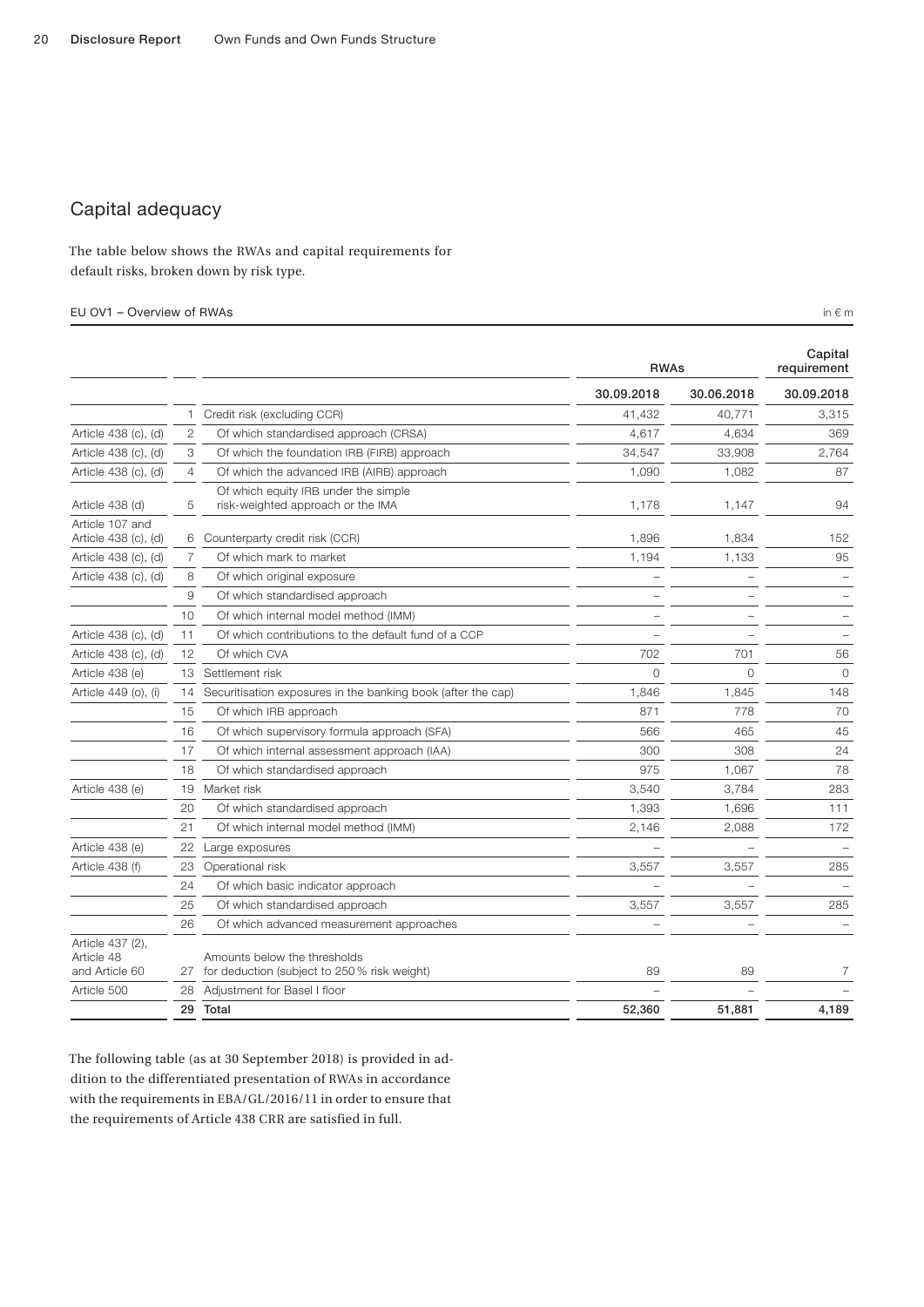## Capital adequacy

The table below shows the RWAs and capital requirements for default risks, broken down by risk type.

EU OV1 – Overview of RWAs

in € m

| | | | RWAs | | Capital requirement |
|---|---|---|---|---|---|
| | | | 30.09.2018 | 30.06.2018 | 30.09.2018 |
| | 1 | Credit risk (excluding CCR) | 41,432 | 40,771 | 3,315 |
| Article 438 (c), (d) | 2 | Of which standardised approach (CRSA) | 4,617 | 4,634 | 369 |
| Article 438 (c), (d) | 3 | Of which the foundation IRB (FIRB) approach | 34,547 | 33,908 | 2,764 |
| Article 438 (c), (d) | 4 | Of which the advanced IRB (AIRB) approach | 1,090 | 1,082 | 87 |
| Article 438 (d) | 5 | Of which equity IRB under the simple risk-weighted approach or the IMA | 1,178 | 1,147 | 94 |
| Article 107 and Article 438 (c), (d) | 6 | Counterparty credit risk (CCR) | 1,896 | 1,834 | 152 |
| Article 438 (c), (d) | 7 | Of which mark to market | 1,194 | 1,133 | 95 |
| Article 438 (c), (d) | 8 | Of which original exposure | – | – | – |
| | 9 | Of which standardised approach | – | – | – |
| | 10 | Of which internal model method (IMM) | – | – | – |
| Article 438 (c), (d) | 11 | Of which contributions to the default fund of a CCP | – | – | – |
| Article 438 (c), (d) | 12 | Of which CVA | 702 | 701 | 56 |
| Article 438 (e) | 13 | Settlement risk | 0 | 0 | 0 |
| Article 449 (o), (i) | 14 | Securitisation exposures in the banking book (after the cap) | 1,846 | 1,845 | 148 |
| | 15 | Of which IRB approach | 871 | 778 | 70 |
| | 16 | Of which supervisory formula approach (SFA) | 566 | 465 | 45 |
| | 17 | Of which internal assessment approach (IAA) | 300 | 308 | 24 |
| | 18 | Of which standardised approach | 975 | 1,067 | 78 |
| Article 438 (e) | 19 | Market risk | 3,540 | 3,784 | 283 |
| | 20 | Of which standardised approach | 1,393 | 1,696 | 111 |
| | 21 | Of which internal model method (IMM) | 2,146 | 2,088 | 172 |
| Article 438 (e) | 22 | Large exposures | – | – | – |
| Article 438 (f) | 23 | Operational risk | 3,557 | 3,557 | 285 |
| | 24 | Of which basic indicator approach | – | – | – |
| | 25 | Of which standardised approach | 3,557 | 3,557 | 285 |
| | 26 | Of which advanced measurement approaches | – | – | – |
| Article 437 (2), Article 48 and Article 60 | 27 | Amounts below the thresholds for deduction (subject to 250 % risk weight) | 89 | 89 | 7 |
| Article 500 | 28 | Adjustment for Basel I floor | – | – | – |
| | **29** | **Total** | **52,360** | **51,881** | **4,189** |

The following table (as at 30 September 2018) is provided in addition to the differentiated presentation of RWAs in accordance with the requirements in EBA/GL/2016/11 in order to ensure that the requirements of Article 438 CRR are satisfied in full.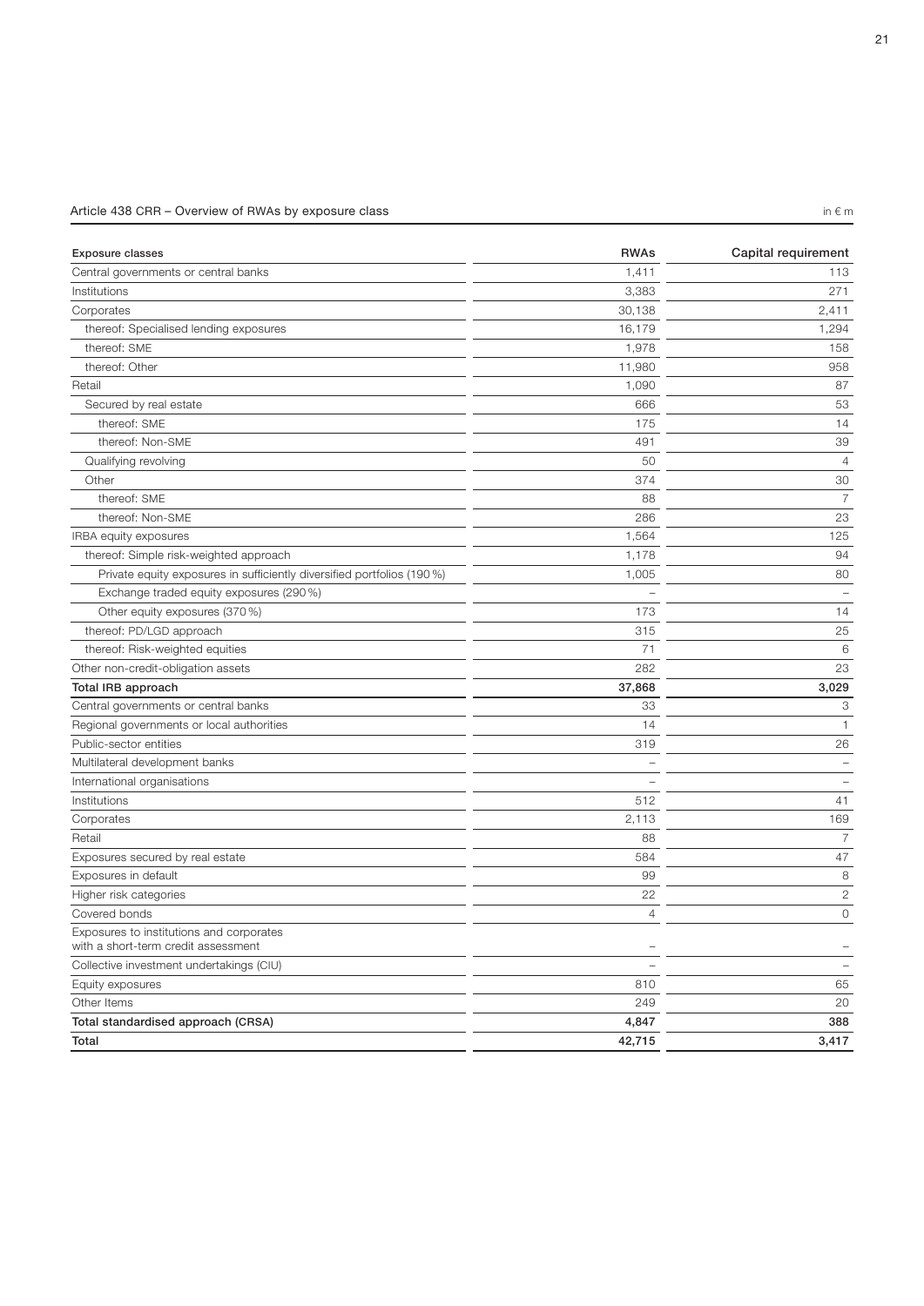Article 438 CRR – Overview of RWAs by exposure class

in € m

| Exposure classes | RWAs | Capital requirement |
| --- | --- | --- |
| Central governments or central banks | 1,411 | 113 |
| Institutions | 3,383 | 271 |
| Corporates | 30,138 | 2,411 |
| thereof: Specialised lending exposures | 16,179 | 1,294 |
| thereof: SME | 1,978 | 158 |
| thereof: Other | 11,980 | 958 |
| Retail | 1,090 | 87 |
| Secured by real estate | 666 | 53 |
| thereof: SME | 175 | 14 |
| thereof: Non-SME | 491 | 39 |
| Qualifying revolving | 50 | 4 |
| Other | 374 | 30 |
| thereof: SME | 88 | 7 |
| thereof: Non-SME | 286 | 23 |
| IRBA equity exposures | 1,564 | 125 |
| thereof: Simple risk-weighted approach | 1,178 | 94 |
| Private equity exposures in sufficiently diversified portfolios (190 %) | 1,005 | 80 |
| Exchange traded equity exposures (290 %) | – | – |
| Other equity exposures (370 %) | 173 | 14 |
| thereof: PD/LGD approach | 315 | 25 |
| thereof: Risk-weighted equities | 71 | 6 |
| Other non-credit-obligation assets | 282 | 23 |
| **Total IRB approach** | **37,868** | **3,029** |
| Central governments or central banks | 33 | 3 |
| Regional governments or local authorities | 14 | 1 |
| Public-sector entities | 319 | 26 |
| Multilateral development banks | – | – |
| International organisations | – | – |
| Institutions | 512 | 41 |
| Corporates | 2,113 | 169 |
| Retail | 88 | 7 |
| Exposures secured by real estate | 584 | 47 |
| Exposures in default | 99 | 8 |
| Higher risk categories | 22 | 2 |
| Covered bonds | 4 | 0 |
| Exposures to institutions and corporates with a short-term credit assessment | – | – |
| Collective investment undertakings (CIU) | – | – |
| Equity exposures | 810 | 65 |
| Other Items | 249 | 20 |
| **Total standardised approach (CRSA)** | **4,847** | **388** |
| **Total** | **42,715** | **3,417** |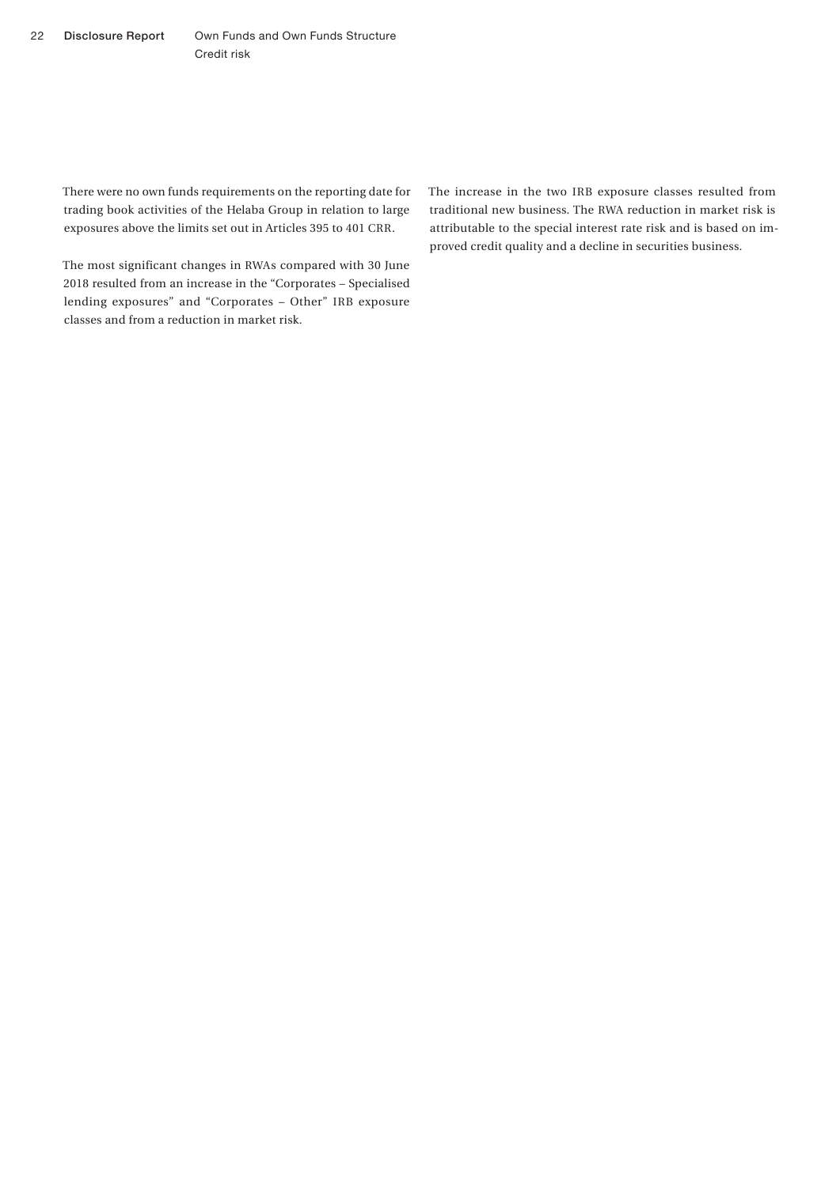There were no own funds requirements on the reporting date for trading book activities of the Helaba Group in relation to large exposures above the limits set out in Articles 395 to 401 CRR.

The most significant changes in RWAs compared with 30 June 2018 resulted from an increase in the "Corporates – Specialised lending exposures" and "Corporates – Other" IRB exposure classes and from a reduction in market risk.

The increase in the two IRB exposure classes resulted from traditional new business. The RWA reduction in market risk is attributable to the special interest rate risk and is based on improved credit quality and a decline in securities business.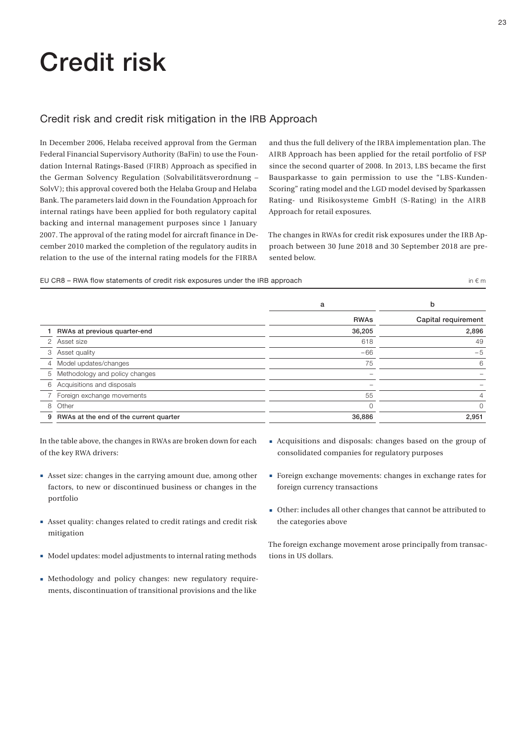# Credit risk

## Credit risk and credit risk mitigation in the IRB Approach

In December 2006, Helaba received approval from the German Federal Financial Supervisory Authority (BaFin) to use the Foundation Internal Ratings-Based (FIRB) Approach as specified in the German Solvency Regulation (Solvabilitätsverordnung – SolvV); this approval covered both the Helaba Group and Helaba Bank. The parameters laid down in the Foundation Approach for internal ratings have been applied for both regulatory capital backing and internal management purposes since 1 January 2007. The approval of the rating model for aircraft finance in December 2010 marked the completion of the regulatory audits in relation to the use of the internal rating models for the FIRBA and thus the full delivery of the IRBA implementation plan. The AIRB Approach has been applied for the retail portfolio of FSP since the second quarter of 2008. In 2013, LBS became the first Bausparkasse to gain permission to use the "LBS-Kunden-Scoring" rating model and the LGD model devised by Sparkassen Rating- und Risikosysteme GmbH (S-Rating) in the AIRB Approach for retail exposures.

The changes in RWAs for credit risk exposures under the IRB Approach between 30 June 2018 and 30 September 2018 are presented below.

EU CR8 – RWA flow statements of credit risk exposures under the IRB approach

in € m

| | | a | b |
|---|---|---|---|
| | | RWAs | Capital requirement |
| **1** | **RWAs at previous quarter-end** | **36,205** | **2,896** |
| 2 | Asset size | 618 | 49 |
| 3 | Asset quality | −66 | −5 |
| 4 | Model updates/changes | 75 | 6 |
| 5 | Methodology and policy changes | – | – |
| 6 | Acquisitions and disposals | – | – |
| 7 | Foreign exchange movements | 55 | 4 |
| 8 | Other | 0 | 0 |
| **9** | **RWAs at the end of the current quarter** | **36,886** | **2,951** |

In the table above, the changes in RWAs are broken down for each of the key RWA drivers:

- Asset size: changes in the carrying amount due, among other factors, to new or discontinued business or changes in the portfolio
- Asset quality: changes related to credit ratings and credit risk mitigation
- Model updates: model adjustments to internal rating methods
- Methodology and policy changes: new regulatory requirements, discontinuation of transitional provisions and the like
- Acquisitions and disposals: changes based on the group of consolidated companies for regulatory purposes
- Foreign exchange movements: changes in exchange rates for foreign currency transactions
- Other: includes all other changes that cannot be attributed to the categories above

The foreign exchange movement arose principally from transactions in US dollars.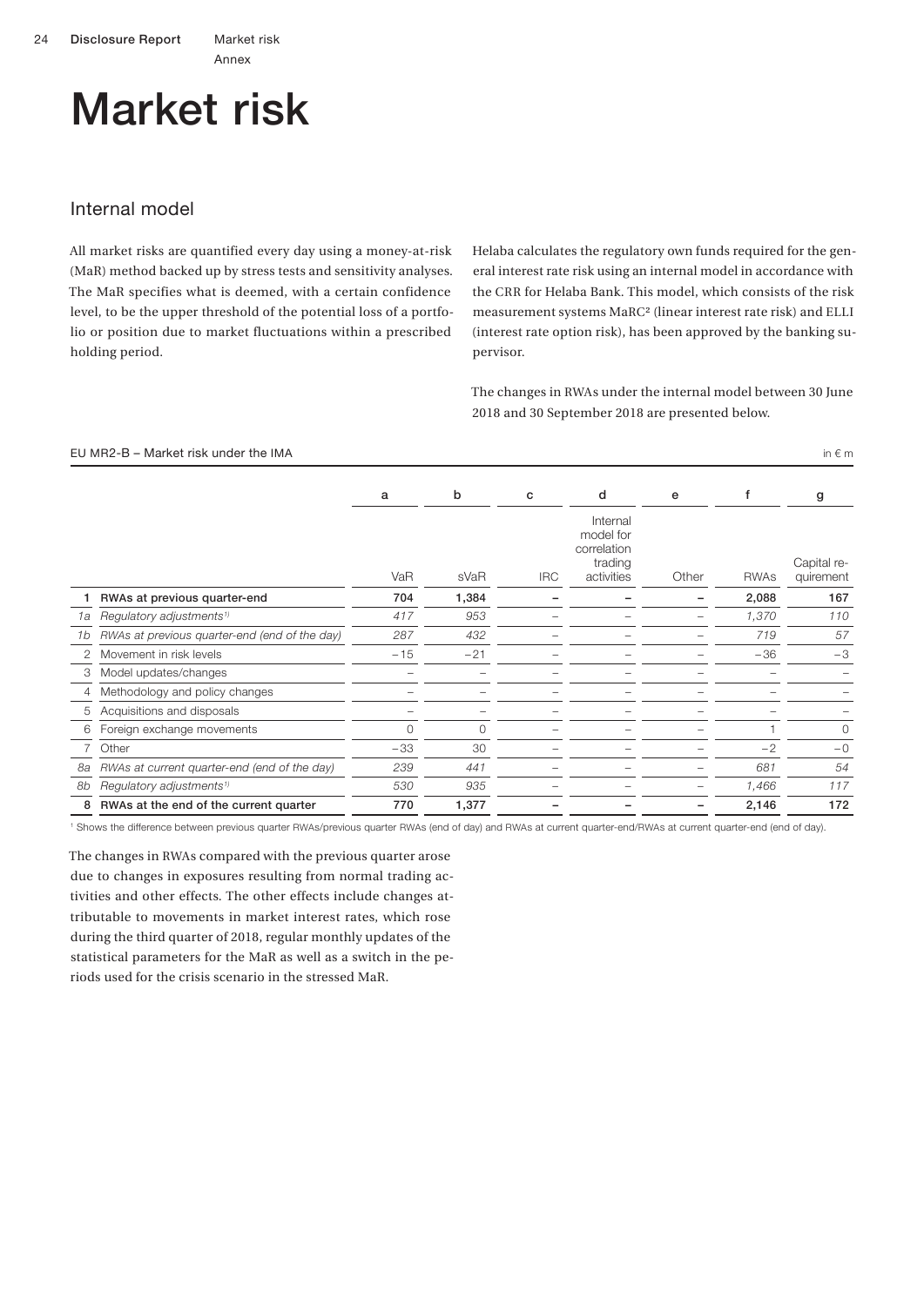# Market risk

## Internal model

All market risks are quantified every day using a money-at-risk (MaR) method backed up by stress tests and sensitivity analyses. The MaR specifies what is deemed, with a certain confidence level, to be the upper threshold of the potential loss of a portfolio or position due to market fluctuations within a prescribed holding period.

Helaba calculates the regulatory own funds required for the general interest rate risk using an internal model in accordance with the CRR for Helaba Bank. This model, which consists of the risk measurement systems MaRC² (linear interest rate risk) and ELLI (interest rate option risk), has been approved by the banking supervisor.

The changes in RWAs under the internal model between 30 June 2018 and 30 September 2018 are presented below.

EU MR2-B – Market risk under the IMA

in € m

| | | a | b | c | d | e | f | g |
|---|---|---|---|---|---|---|---|---|
| | | VaR | sVaR | IRC | Internal model for correlation trading activities | Other | RWAs | Capital requirement |
| **1** | **RWAs at previous quarter-end** | **704** | **1,384** | **–** | **–** | **–** | **2,088** | **167** |
| *1a* | *Regulatory adjustments[1]* | *417* | *953* | – | – | – | *1,370* | *110* |
| *1b* | *RWAs at previous quarter-end (end of the day)* | *287* | *432* | – | – | – | *719* | *57* |
| 2 | Movement in risk levels | −15 | −21 | – | – | – | −36 | −3 |
| 3 | Model updates/changes | – | – | – | – | – | – | – |
| 4 | Methodology and policy changes | – | – | – | – | – | – | – |
| 5 | Acquisitions and disposals | – | – | – | – | – | – | – |
| 6 | Foreign exchange movements | 0 | 0 | – | – | – | 1 | 0 |
| 7 | Other | −33 | 30 | – | – | – | −2 | −0 |
| *8a* | *RWAs at current quarter-end (end of the day)* | *239* | *441* | – | – | – | *681* | *54* |
| *8b* | *Regulatory adjustments[1]* | *530* | *935* | – | – | – | *1,466* | *117* |
| **8** | **RWAs at the end of the current quarter** | **770** | **1,377** | **–** | **–** | **–** | **2,146** | **172** |

[1] Shows the difference between previous quarter RWAs/previous quarter RWAs (end of day) and RWAs at current quarter-end/RWAs at current quarter-end (end of day).

The changes in RWAs compared with the previous quarter arose due to changes in exposures resulting from normal trading activities and other effects. The other effects include changes attributable to movements in market interest rates, which rose during the third quarter of 2018, regular monthly updates of the statistical parameters for the MaR as well as a switch in the periods used for the crisis scenario in the stressed MaR.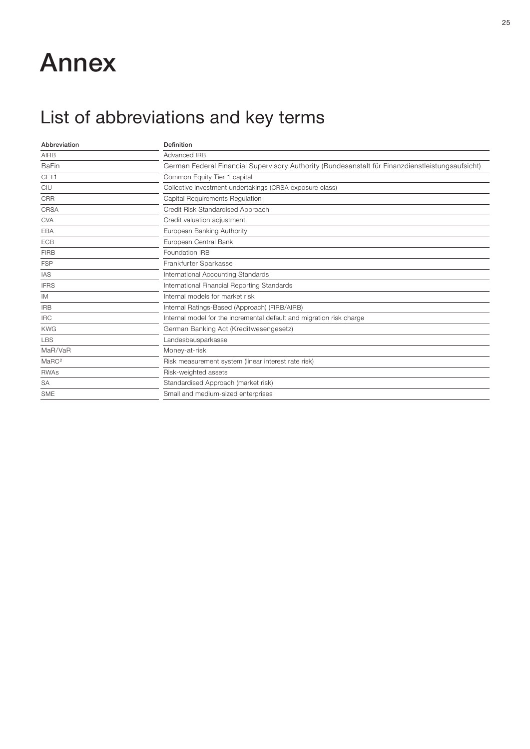# Annex

## List of abbreviations and key terms

| Abbreviation | Definition |
|---|---|
| AIRB | Advanced IRB |
| BaFin | German Federal Financial Supervisory Authority (Bundesanstalt für Finanzdienstleistungsaufsicht) |
| CET1 | Common Equity Tier 1 capital |
| CIU | Collective investment undertakings (CRSA exposure class) |
| CRR | Capital Requirements Regulation |
| CRSA | Credit Risk Standardised Approach |
| CVA | Credit valuation adjustment |
| EBA | European Banking Authority |
| ECB | European Central Bank |
| FIRB | Foundation IRB |
| FSP | Frankfurter Sparkasse |
| IAS | International Accounting Standards |
| IFRS | International Financial Reporting Standards |
| IM | Internal models for market risk |
| IRB | Internal Ratings-Based (Approach) (FIRB/AIRB) |
| IRC | Internal model for the incremental default and migration risk charge |
| KWG | German Banking Act (Kreditwesengesetz) |
| LBS | Landesbausparkasse |
| MaR/VaR | Money-at-risk |
| $MaRC^2$ | Risk measurement system (linear interest rate risk) |
| RWAs | Risk-weighted assets |
| SA | Standardised Approach (market risk) |
| SME | Small and medium-sized enterprises |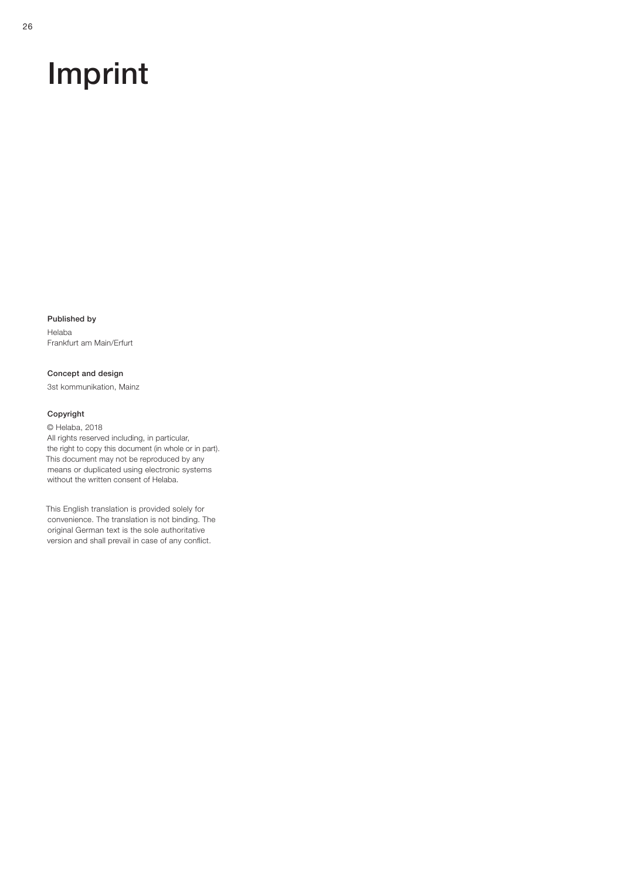# Imprint

**Published by**

Helaba
Frankfurt am Main/Erfurt

**Concept and design**

3st kommunikation, Mainz

**Copyright**

© Helaba, 2018
All rights reserved including, in particular, the right to copy this document (in whole or in part). This document may not be reproduced by any means or duplicated using electronic systems without the written consent of Helaba.

This English translation is provided solely for convenience. The translation is not binding. The original German text is the sole authoritative version and shall prevail in case of any conflict.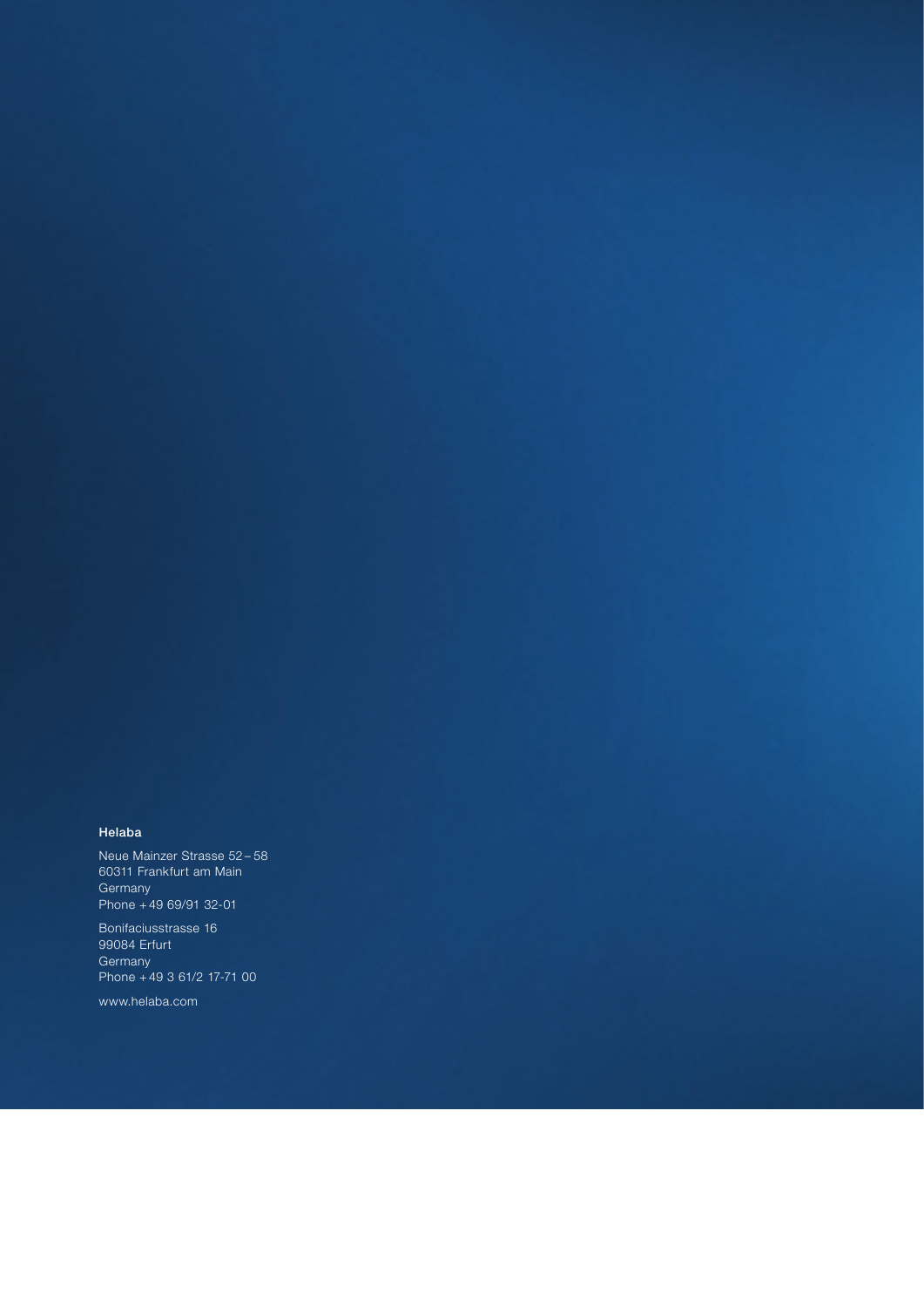**Helaba**

Neue Mainzer Strasse 52 – 58
60311 Frankfurt am Main
Germany
Phone + 49 69/91 32-01

Bonifaciusstrasse 16
99084 Erfurt
Germany
Phone + 49 3 61/2 17-71 00

www.helaba.com